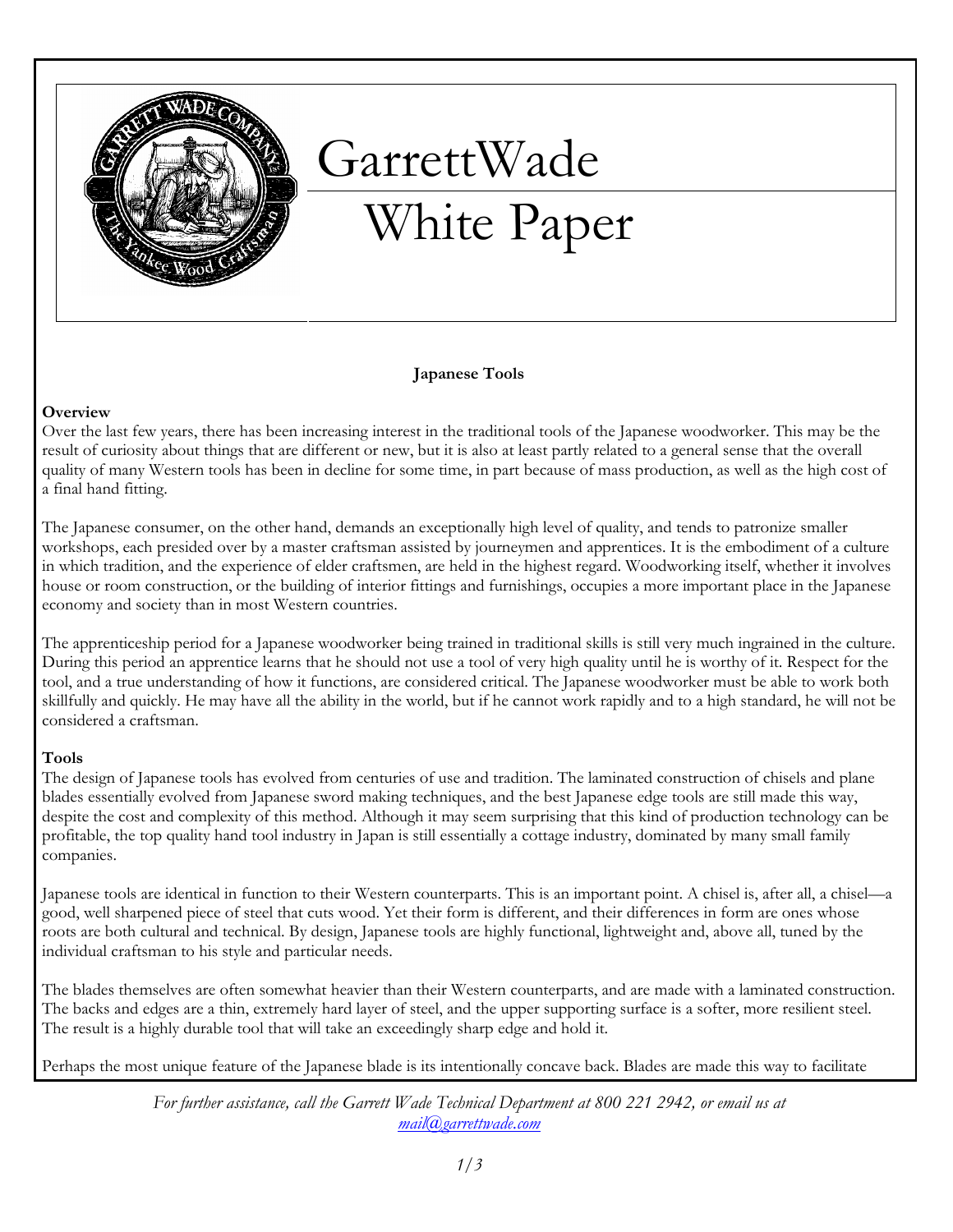# GarrettWade White Paper

## Japanese Tools

### Overview

Over the last few years, there has been increasing interest in the traditional tools of the Japanese woodworker. This may be the result of curiosity about things that are different or new, but it is also at least partly related to a general sense that the overall quality of many Western tools has been in decline for some time, in part because of mass production, as well as the high cost of a final hand fitting.

The Japanese consumer, on the other hand, demands an exceptionally high level of quality, and tends to patronize smaller workshops, each presided over by a master craftsman assisted by journeymen and apprentices. It is the embodiment of a culture in which tradition, and the experience of elder craftsmen, are held in the highest regard. Woodworking itself, whether it involves house or room construction, or the building of interior fittings and furnishings, occupies a more important place in the Japanese economy and society than in most Western countries.

The apprenticeship period for a Japanese woodworker being trained in traditional skills is still very much ingrained in the culture. During this period an apprentice learns that he should not use a tool of very high quality until he is worthy of it. Respect for the tool, and a true understanding of how it functions, are considered critical. The Japanese woodworker must be able to work both skillfully and quickly. He may have all the ability in the world, but if he cannot work rapidly and to a high standard, he will not be considered a craftsman.

### Tools

The design of Japanese tools has evolved from centuries of use and tradition. The laminated construction of chisels and plane blades essentially evolved from Japanese sword making techniques, and the best Japanese edge tools are still made this way, despite the cost and complexity of this method. Although it may seem surprising that this kind of production technology can be profitable, the top quality hand tool industry in Japan is still essentially a cottage industry, dominated by many small family companies.

Japanese tools are identical in function to their Western counterparts. This is an important point. A chisel is, after all, a chisel—a good, well sharpened piece of steel that cuts wood. Yet their form is different, and their differences in form are ones whose roots are both cultural and technical. By design, Japanese tools are highly functional, lightweight and, above all, tuned by the individual craftsman to his style and particular needs.

The blades themselves are often somewhat heavier than their Western counterparts, and are made with a laminated construction. The backs and edges are a thin, extremely hard layer of steel, and the upper supporting surface is a softer, more resilient steel. The result is a highly durable tool that will take an exceedingly sharp edge and hold it.

Perhaps the most unique feature of the Japanese blade is its intentionally concave back. Blades are made this way to facilitate

*For further assistance, call the Garrett Wade Technical Department at 800 221 2942, or email us at mail@garrettwade.com*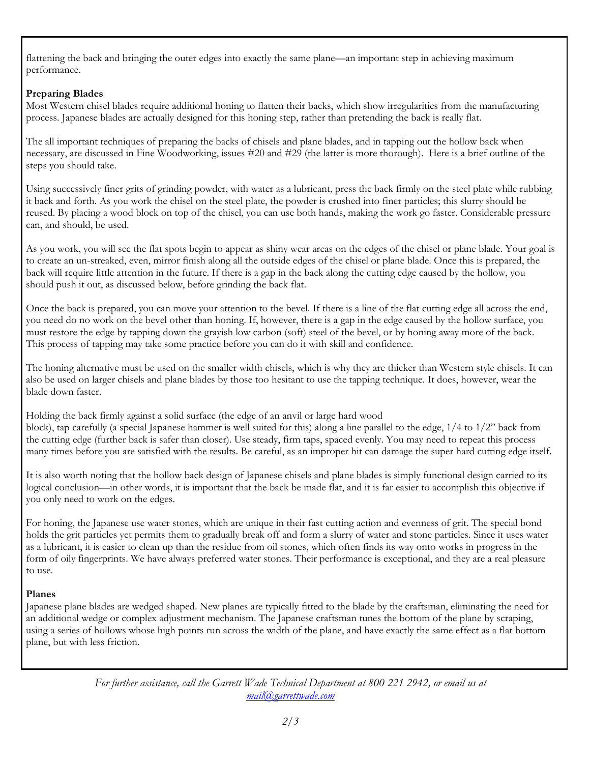flattening the back and bringing the outer edges into exactly the same plane—an important step in achieving maximum performance.

**Preparing Blades**

Most Western chisel blades require additional honing to flatten their backs, which show irregularities from the manufacturing process. Japanese blades are actually designed for this honing step, rather than pretending the back is really flat.

The all important techniques of preparing the backs of chisels and plane blades, and in tapping out the hollow back when necessary, are discussed in Fine Woodworking, issues #20 and #29 (the latter is more thorough). Here is a brief outline of the steps you should take.

Using successively finer grits of grinding powder, with water as a lubricant, press the back firmly on the steel plate while rubbing it back and forth. As you work the chisel on the steel plate, the powder is crushed into finer particles; this slurry should be reused. By placing a wood block on top of the chisel, you can use both hands, making the work go faster. Considerable pressure can, and should, be used.

As you work, you will see the flat spots begin to appear as shiny wear areas on the edges of the chisel or plane blade. Your goal is to create an un-streaked, even, mirror finish along all the outside edges of the chisel or plane blade. Once this is prepared, the back will require little attention in the future. If there is a gap in the back along the cutting edge caused by the hollow, you should push it out, as discussed below, before grinding the back flat.

Once the back is prepared, you can move your attention to the bevel. If there is a line of the flat cutting edge all across the end, you need do no work on the bevel other than honing. If, however, there is a gap in the edge caused by the hollow surface, you must restore the edge by tapping down the grayish low carbon (soft) steel of the bevel, or by honing away more of the back. This process of tapping may take some practice before you can do it with skill and confidence.

The honing alternative must be used on the smaller width chisels, which is why they are thicker than Western style chisels. It can also be used on larger chisels and plane blades by those too hesitant to use the tapping technique. It does, however, wear the blade down faster.

Holding the back firmly against a solid surface (the edge of an anvil or large hard wood block), tap carefully (a special Japanese hammer is well suited for this) along a line parallel to the edge, 1/4 to 1/2" back from the cutting edge (further back is safer than closer). Use steady, firm taps, spaced evenly. You may need to repeat this process many times before you are satisfied with the results. Be careful, as an improper hit can damage the super hard cutting edge itself.

It is also worth noting that the hollow back design of Japanese chisels and plane blades is simply functional design carried to its logical conclusion—in other words, it is important that the back be made flat, and it is far easier to accomplish this objective if you only need to work on the edges.

For honing, the Japanese use water stones, which are unique in their fast cutting action and evenness of grit. The special bond holds the grit particles yet permits them to gradually break off and form a slurry of water and stone particles. Since it uses water as a lubricant, it is easier to clean up than the residue from oil stones, which often finds its way onto works in progress in the form of oily fingerprints. We have always preferred water stones. Their performance is exceptional, and they are a real pleasure to use.

**Planes**

Japanese plane blades are wedged shaped. New planes are typically fitted to the blade by the craftsman, eliminating the need for an additional wedge or complex adjustment mechanism. The Japanese craftsman tunes the bottom of the plane by scraping, using a series of hollows whose high points run across the width of the plane, and have exactly the same effect as a flat bottom plane, but with less friction.

*For further assistance, call the Garrett Wade Technical Department at 800 221 2942, or email us at [mail@garrettwade.com](mailto:mail@garrettwade.com)*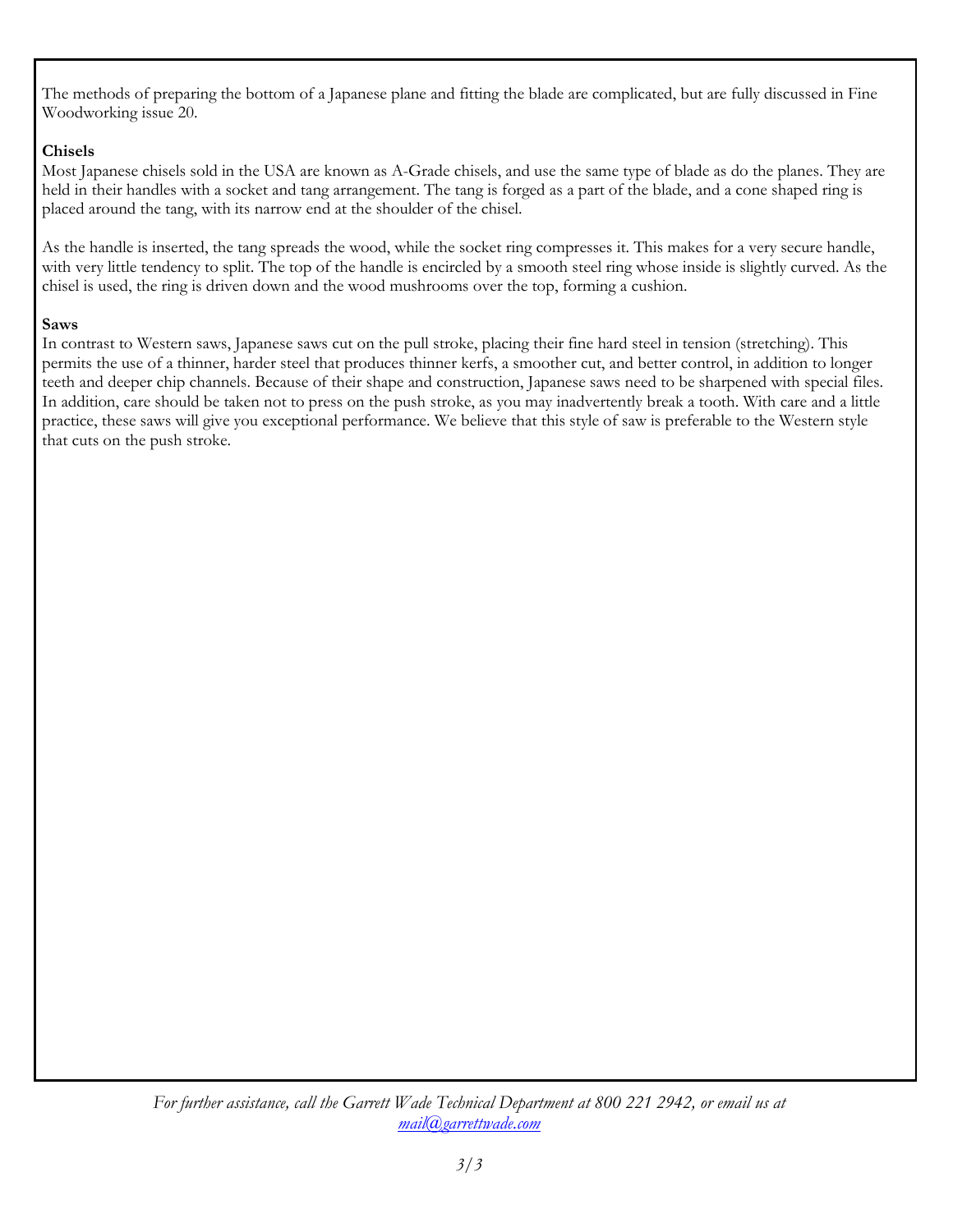The methods of preparing the bottom of a Japanese plane and fitting the blade are complicated, but are fully discussed in Fine Woodworking issue 20.

**Chisels**

Most Japanese chisels sold in the USA are known as A-Grade chisels, and use the same type of blade as do the planes. They are held in their handles with a socket and tang arrangement. The tang is forged as a part of the blade, and a cone shaped ring is placed around the tang, with its narrow end at the shoulder of the chisel.

As the handle is inserted, the tang spreads the wood, while the socket ring compresses it. This makes for a very secure handle, with very little tendency to split. The top of the handle is encircled by a smooth steel ring whose inside is slightly curved. As the chisel is used, the ring is driven down and the wood mushrooms over the top, forming a cushion.

**Saws**

In contrast to Western saws, Japanese saws cut on the pull stroke, placing their fine hard steel in tension (stretching). This permits the use of a thinner, harder steel that produces thinner kerfs, a smoother cut, and better control, in addition to longer teeth and deeper chip channels. Because of their shape and construction, Japanese saws need to be sharpened with special files. In addition, care should be taken not to press on the push stroke, as you may inadvertently break a tooth. With care and a little practice, these saws will give you exceptional performance. We believe that this style of saw is preferable to the Western style that cuts on the push stroke.

*For further assistance, call the Garrett Wade Technical Department at 800 221 2942, or email us at [mail@garrettwade.com](mailto:mail@garrettwade.com)*